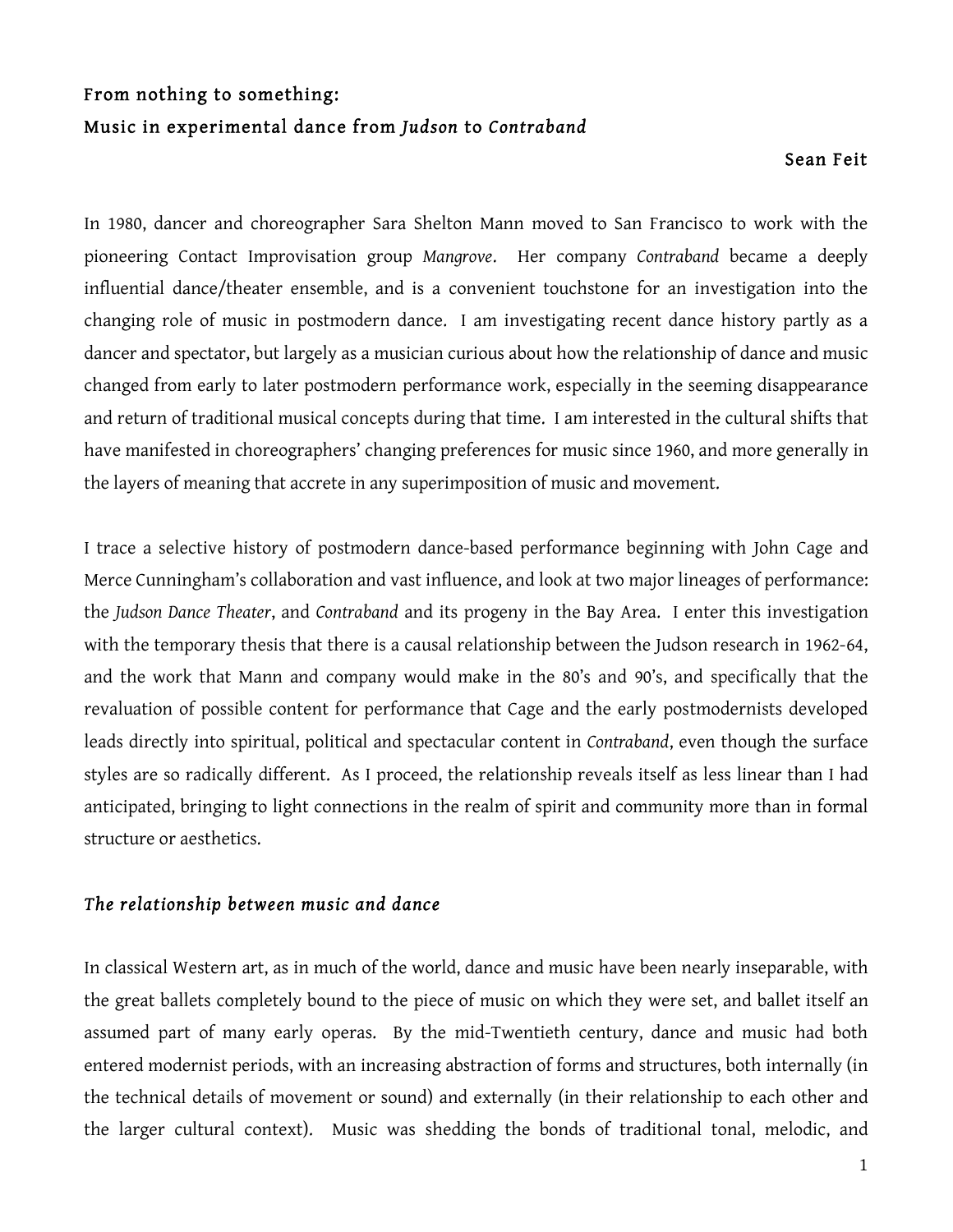# From nothing to something:
# Music in experimental dance from *Judson* to *Contraband*

**Sean Feit**

In 1980, dancer and choreographer Sara Shelton Mann moved to San Francisco to work with the pioneering Contact Improvisation group *Mangrove*. Her company *Contraband* became a deeply influential dance/theater ensemble, and is a convenient touchstone for an investigation into the changing role of music in postmodern dance. I am investigating recent dance history partly as a dancer and spectator, but largely as a musician curious about how the relationship of dance and music changed from early to later postmodern performance work, especially in the seeming disappearance and return of traditional musical concepts during that time. I am interested in the cultural shifts that have manifested in choreographers' changing preferences for music since 1960, and more generally in the layers of meaning that accrete in any superimposition of music and movement.

I trace a selective history of postmodern dance-based performance beginning with John Cage and Merce Cunningham's collaboration and vast influence, and look at two major lineages of performance: the *Judson Dance Theater*, and *Contraband* and its progeny in the Bay Area. I enter this investigation with the temporary thesis that there is a causal relationship between the Judson research in 1962-64, and the work that Mann and company would make in the 80's and 90's, and specifically that the revaluation of possible content for performance that Cage and the early postmodernists developed leads directly into spiritual, political and spectacular content in *Contraband*, even though the surface styles are so radically different. As I proceed, the relationship reveals itself as less linear than I had anticipated, bringing to light connections in the realm of spirit and community more than in formal structure or aesthetics.

## *The relationship between music and dance*

In classical Western art, as in much of the world, dance and music have been nearly inseparable, with the great ballets completely bound to the piece of music on which they were set, and ballet itself an assumed part of many early operas. By the mid-Twentieth century, dance and music had both entered modernist periods, with an increasing abstraction of forms and structures, both internally (in the technical details of movement or sound) and externally (in their relationship to each other and the larger cultural context). Music was shedding the bonds of traditional tonal, melodic, and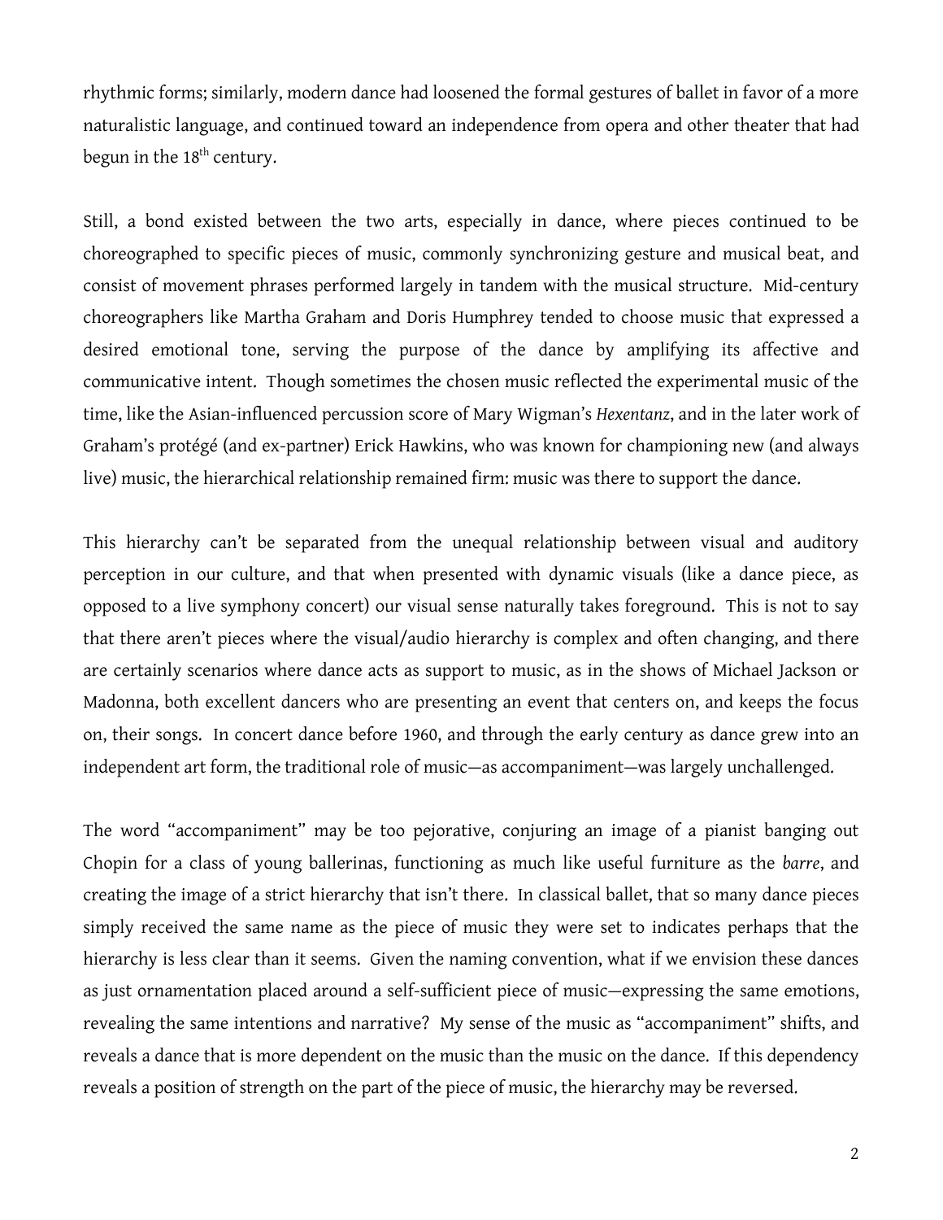rhythmic forms; similarly, modern dance had loosened the formal gestures of ballet in favor of a more naturalistic language, and continued toward an independence from opera and other theater that had begun in the 18th century.

Still, a bond existed between the two arts, especially in dance, where pieces continued to be choreographed to specific pieces of music, commonly synchronizing gesture and musical beat, and consist of movement phrases performed largely in tandem with the musical structure. Mid-century choreographers like Martha Graham and Doris Humphrey tended to choose music that expressed a desired emotional tone, serving the purpose of the dance by amplifying its affective and communicative intent. Though sometimes the chosen music reflected the experimental music of the time, like the Asian-influenced percussion score of Mary Wigman's *Hexentanz*, and in the later work of Graham's protégé (and ex-partner) Erick Hawkins, who was known for championing new (and always live) music, the hierarchical relationship remained firm: music was there to support the dance.

This hierarchy can't be separated from the unequal relationship between visual and auditory perception in our culture, and that when presented with dynamic visuals (like a dance piece, as opposed to a live symphony concert) our visual sense naturally takes foreground. This is not to say that there aren't pieces where the visual/audio hierarchy is complex and often changing, and there are certainly scenarios where dance acts as support to music, as in the shows of Michael Jackson or Madonna, both excellent dancers who are presenting an event that centers on, and keeps the focus on, their songs. In concert dance before 1960, and through the early century as dance grew into an independent art form, the traditional role of music—as accompaniment—was largely unchallenged.

The word "accompaniment" may be too pejorative, conjuring an image of a pianist banging out Chopin for a class of young ballerinas, functioning as much like useful furniture as the *barre*, and creating the image of a strict hierarchy that isn't there. In classical ballet, that so many dance pieces simply received the same name as the piece of music they were set to indicates perhaps that the hierarchy is less clear than it seems. Given the naming convention, what if we envision these dances as just ornamentation placed around a self-sufficient piece of music—expressing the same emotions, revealing the same intentions and narrative? My sense of the music as "accompaniment" shifts, and reveals a dance that is more dependent on the music than the music on the dance. If this dependency reveals a position of strength on the part of the piece of music, the hierarchy may be reversed.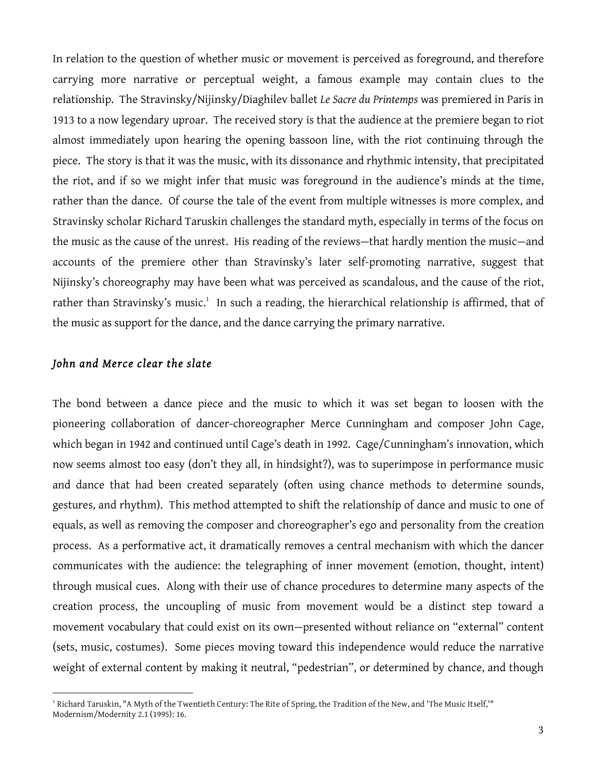In relation to the question of whether music or movement is perceived as foreground, and therefore carrying more narrative or perceptual weight, a famous example may contain clues to the relationship. The Stravinsky/Nijinsky/Diaghilev ballet *Le Sacre du Printemps* was premiered in Paris in 1913 to a now legendary uproar. The received story is that the audience at the premiere began to riot almost immediately upon hearing the opening bassoon line, with the riot continuing through the piece. The story is that it was the music, with its dissonance and rhythmic intensity, that precipitated the riot, and if so we might infer that music was foreground in the audience's minds at the time, rather than the dance. Of course the tale of the event from multiple witnesses is more complex, and Stravinsky scholar Richard Taruskin challenges the standard myth, especially in terms of the focus on the music as the cause of the unrest. His reading of the reviews—that hardly mention the music—and accounts of the premiere other than Stravinsky's later self-promoting narrative, suggest that Nijinsky's choreography may have been what was perceived as scandalous, and the cause of the riot, rather than Stravinsky's music.[1] In such a reading, the hierarchical relationship is affirmed, that of the music as support for the dance, and the dance carrying the primary narrative.

### *John and Merce clear the slate*

The bond between a dance piece and the music to which it was set began to loosen with the pioneering collaboration of dancer-choreographer Merce Cunningham and composer John Cage, which began in 1942 and continued until Cage's death in 1992. Cage/Cunningham's innovation, which now seems almost too easy (don't they all, in hindsight?), was to superimpose in performance music and dance that had been created separately (often using chance methods to determine sounds, gestures, and rhythm). This method attempted to shift the relationship of dance and music to one of equals, as well as removing the composer and choreographer's ego and personality from the creation process. As a performative act, it dramatically removes a central mechanism with which the dancer communicates with the audience: the telegraphing of inner movement (emotion, thought, intent) through musical cues. Along with their use of chance procedures to determine many aspects of the creation process, the uncoupling of music from movement would be a distinct step toward a movement vocabulary that could exist on its own—presented without reliance on "external" content (sets, music, costumes). Some pieces moving toward this independence would reduce the narrative weight of external content by making it neutral, "pedestrian", or determined by chance, and though

[1] Richard Taruskin, "A Myth of the Twentieth Century: The Rite of Spring, the Tradition of the New, and 'The Music Itself,'" Modernism/Modernity 2.1 (1995): 16.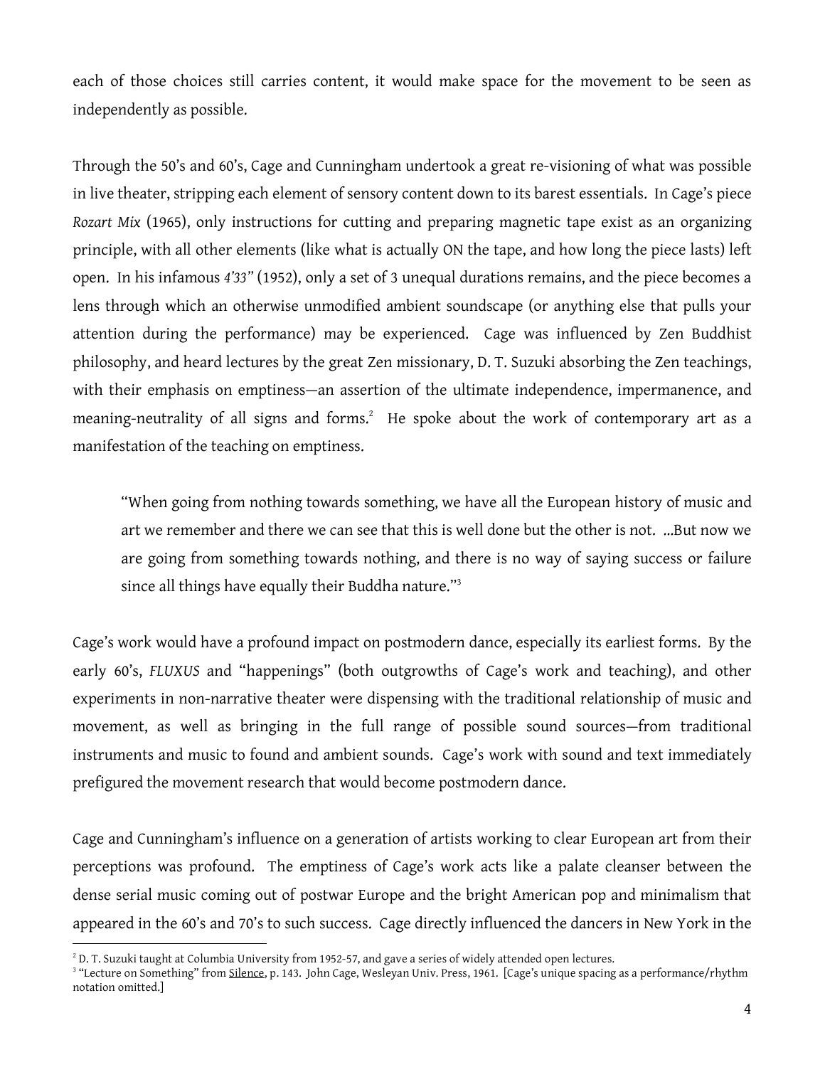each of those choices still carries content, it would make space for the movement to be seen as independently as possible.

Through the 50's and 60's, Cage and Cunningham undertook a great re-visioning of what was possible in live theater, stripping each element of sensory content down to its barest essentials. In Cage's piece *Rozart Mix* (1965), only instructions for cutting and preparing magnetic tape exist as an organizing principle, with all other elements (like what is actually ON the tape, and how long the piece lasts) left open. In his infamous *4'33"* (1952), only a set of 3 unequal durations remains, and the piece becomes a lens through which an otherwise unmodified ambient soundscape (or anything else that pulls your attention during the performance) may be experienced. Cage was influenced by Zen Buddhist philosophy, and heard lectures by the great Zen missionary, D. T. Suzuki absorbing the Zen teachings, with their emphasis on emptiness—an assertion of the ultimate independence, impermanence, and meaning-neutrality of all signs and forms.[2] He spoke about the work of contemporary art as a manifestation of the teaching on emptiness.

> "When going from nothing towards something, we have all the European history of music and art we remember and there we can see that this is well done but the other is not. ...But now we are going from something towards nothing, and there is no way of saying success or failure since all things have equally their Buddha nature."[3]

Cage's work would have a profound impact on postmodern dance, especially its earliest forms. By the early 60's, *FLUXUS* and "happenings" (both outgrowths of Cage's work and teaching), and other experiments in non-narrative theater were dispensing with the traditional relationship of music and movement, as well as bringing in the full range of possible sound sources—from traditional instruments and music to found and ambient sounds. Cage's work with sound and text immediately prefigured the movement research that would become postmodern dance.

Cage and Cunningham's influence on a generation of artists working to clear European art from their perceptions was profound. The emptiness of Cage's work acts like a palate cleanser between the dense serial music coming out of postwar Europe and the bright American pop and minimalism that appeared in the 60's and 70's to such success. Cage directly influenced the dancers in New York in the

---

[2] D. T. Suzuki taught at Columbia University from 1952-57, and gave a series of widely attended open lectures.

[3] "Lecture on Something" from Silence, p. 143. John Cage, Wesleyan Univ. Press, 1961. [Cage's unique spacing as a performance/rhythm notation omitted.]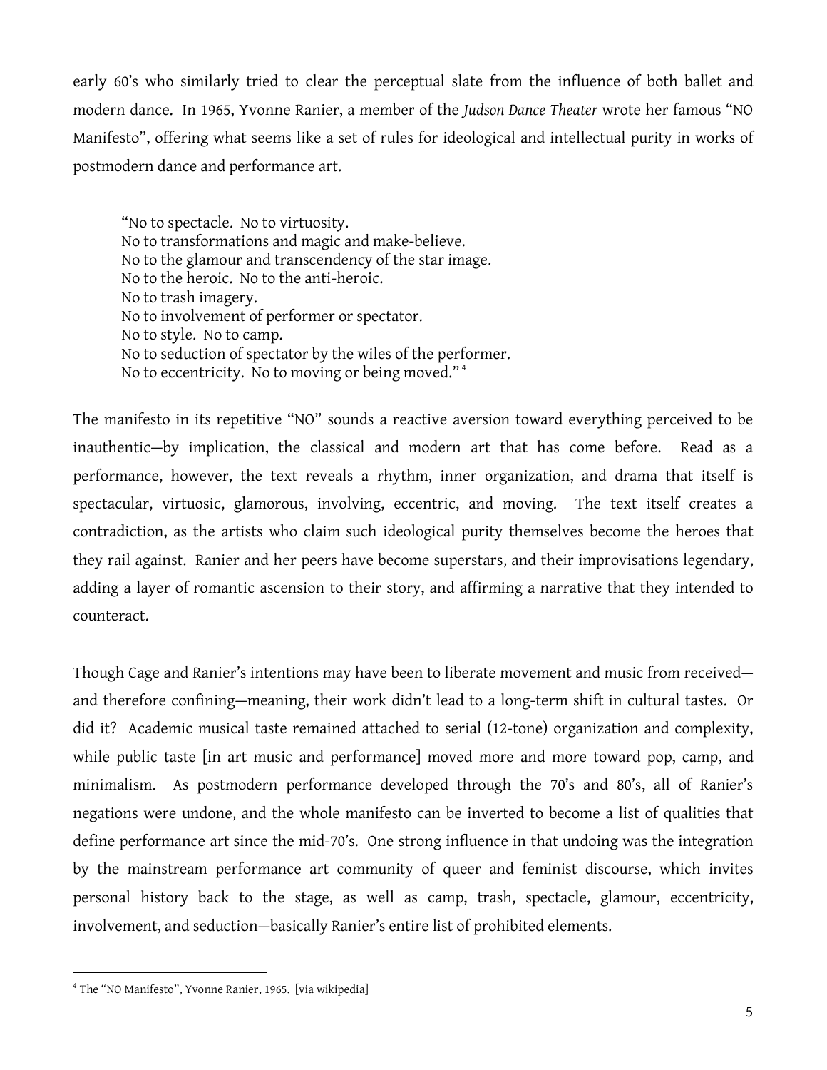early 60's who similarly tried to clear the perceptual slate from the influence of both ballet and modern dance. In 1965, Yvonne Ranier, a member of the *Judson Dance Theater* wrote her famous "NO Manifesto", offering what seems like a set of rules for ideological and intellectual purity in works of postmodern dance and performance art.

> "No to spectacle. No to virtuosity.
> No to transformations and magic and make-believe.
> No to the glamour and transcendency of the star image.
> No to the heroic. No to the anti-heroic.
> No to trash imagery.
> No to involvement of performer or spectator.
> No to style. No to camp.
> No to seduction of spectator by the wiles of the performer.
> No to eccentricity. No to moving or being moved." [4]

The manifesto in its repetitive "NO" sounds a reactive aversion toward everything perceived to be inauthentic—by implication, the classical and modern art that has come before. Read as a performance, however, the text reveals a rhythm, inner organization, and drama that itself is spectacular, virtuosic, glamorous, involving, eccentric, and moving. The text itself creates a contradiction, as the artists who claim such ideological purity themselves become the heroes that they rail against. Ranier and her peers have become superstars, and their improvisations legendary, adding a layer of romantic ascension to their story, and affirming a narrative that they intended to counteract.

Though Cage and Ranier's intentions may have been to liberate movement and music from received—and therefore confining—meaning, their work didn't lead to a long-term shift in cultural tastes. Or did it? Academic musical taste remained attached to serial (12-tone) organization and complexity, while public taste [in art music and performance] moved more and more toward pop, camp, and minimalism. As postmodern performance developed through the 70's and 80's, all of Ranier's negations were undone, and the whole manifesto can be inverted to become a list of qualities that define performance art since the mid-70's. One strong influence in that undoing was the integration by the mainstream performance art community of queer and feminist discourse, which invites personal history back to the stage, as well as camp, trash, spectacle, glamour, eccentricity, involvement, and seduction—basically Ranier's entire list of prohibited elements.

[4] The "NO Manifesto", Yvonne Ranier, 1965. [via wikipedia]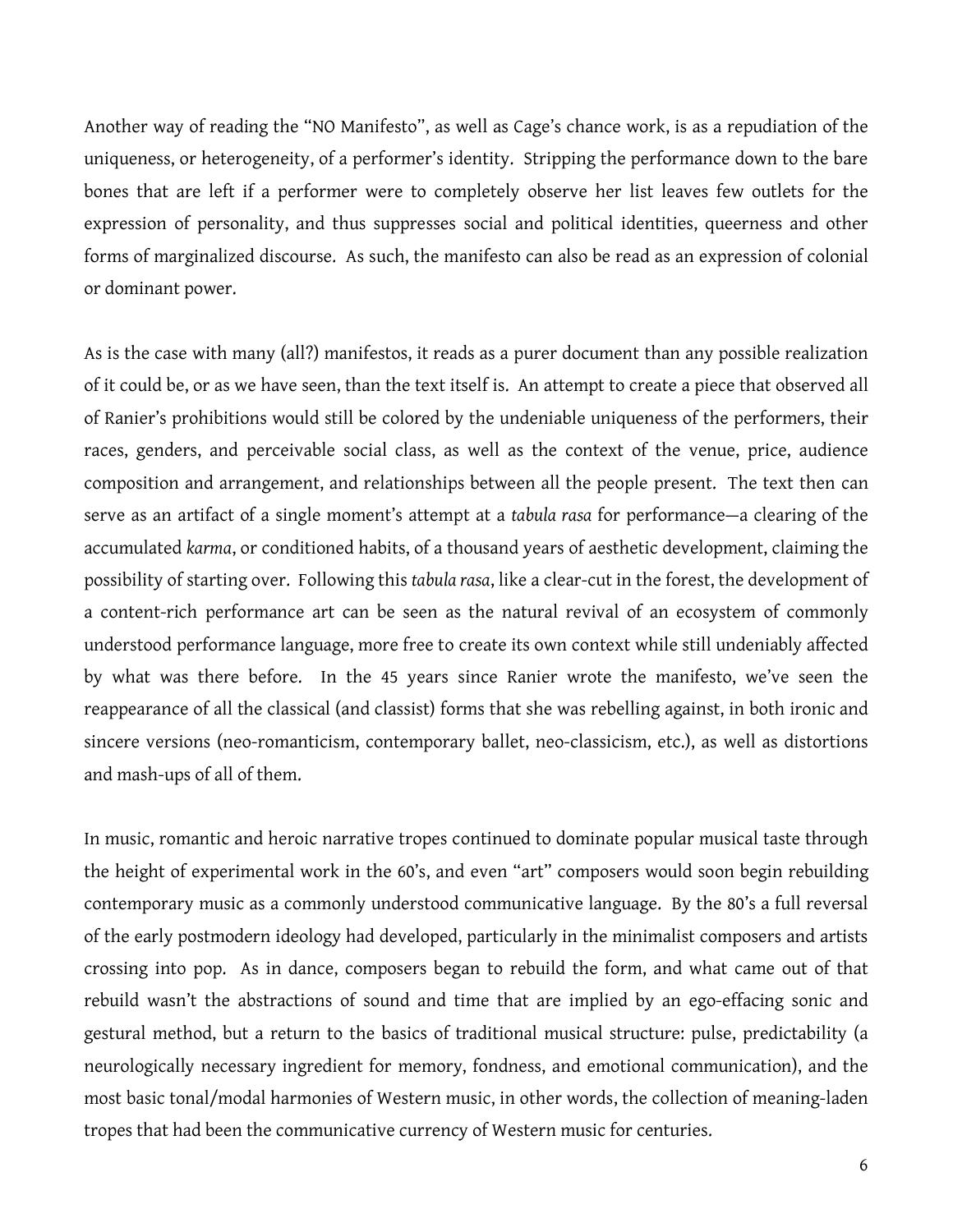Another way of reading the "NO Manifesto", as well as Cage's chance work, is as a repudiation of the uniqueness, or heterogeneity, of a performer's identity. Stripping the performance down to the bare bones that are left if a performer were to completely observe her list leaves few outlets for the expression of personality, and thus suppresses social and political identities, queerness and other forms of marginalized discourse. As such, the manifesto can also be read as an expression of colonial or dominant power.

As is the case with many (all?) manifestos, it reads as a purer document than any possible realization of it could be, or as we have seen, than the text itself is. An attempt to create a piece that observed all of Ranier's prohibitions would still be colored by the undeniable uniqueness of the performers, their races, genders, and perceivable social class, as well as the context of the venue, price, audience composition and arrangement, and relationships between all the people present. The text then can serve as an artifact of a single moment's attempt at a *tabula rasa* for performance—a clearing of the accumulated *karma*, or conditioned habits, of a thousand years of aesthetic development, claiming the possibility of starting over. Following this *tabula rasa*, like a clear-cut in the forest, the development of a content-rich performance art can be seen as the natural revival of an ecosystem of commonly understood performance language, more free to create its own context while still undeniably affected by what was there before. In the 45 years since Ranier wrote the manifesto, we've seen the reappearance of all the classical (and classist) forms that she was rebelling against, in both ironic and sincere versions (neo-romanticism, contemporary ballet, neo-classicism, etc.), as well as distortions and mash-ups of all of them.

In music, romantic and heroic narrative tropes continued to dominate popular musical taste through the height of experimental work in the 60's, and even "art" composers would soon begin rebuilding contemporary music as a commonly understood communicative language. By the 80's a full reversal of the early postmodern ideology had developed, particularly in the minimalist composers and artists crossing into pop. As in dance, composers began to rebuild the form, and what came out of that rebuild wasn't the abstractions of sound and time that are implied by an ego-effacing sonic and gestural method, but a return to the basics of traditional musical structure: pulse, predictability (a neurologically necessary ingredient for memory, fondness, and emotional communication), and the most basic tonal/modal harmonies of Western music, in other words, the collection of meaning-laden tropes that had been the communicative currency of Western music for centuries.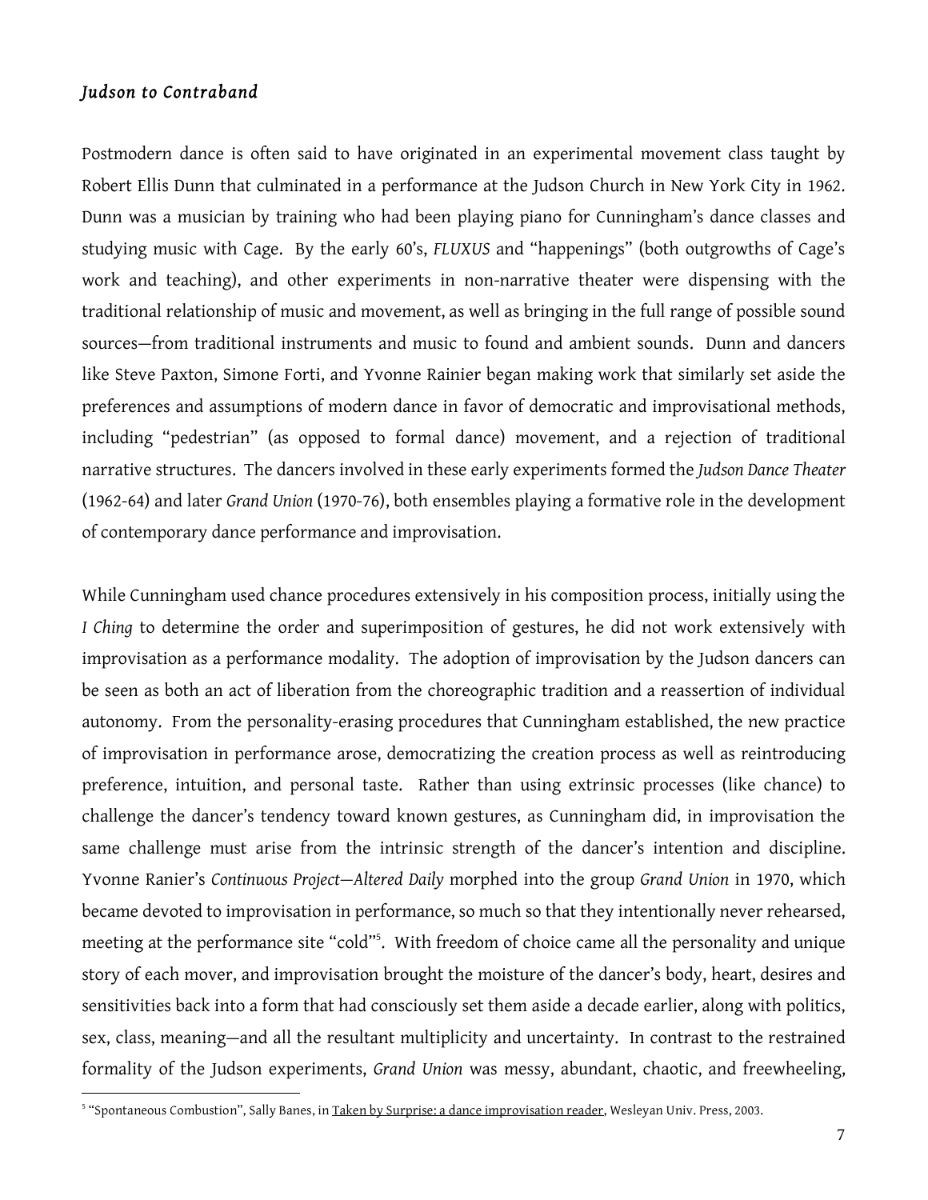### *Judson to Contraband*

Postmodern dance is often said to have originated in an experimental movement class taught by Robert Ellis Dunn that culminated in a performance at the Judson Church in New York City in 1962. Dunn was a musician by training who had been playing piano for Cunningham's dance classes and studying music with Cage. By the early 60's, *FLUXUS* and "happenings" (both outgrowths of Cage's work and teaching), and other experiments in non-narrative theater were dispensing with the traditional relationship of music and movement, as well as bringing in the full range of possible sound sources—from traditional instruments and music to found and ambient sounds. Dunn and dancers like Steve Paxton, Simone Forti, and Yvonne Rainier began making work that similarly set aside the preferences and assumptions of modern dance in favor of democratic and improvisational methods, including "pedestrian" (as opposed to formal dance) movement, and a rejection of traditional narrative structures. The dancers involved in these early experiments formed the *Judson Dance Theater* (1962-64) and later *Grand Union* (1970-76), both ensembles playing a formative role in the development of contemporary dance performance and improvisation.

While Cunningham used chance procedures extensively in his composition process, initially using the *I Ching* to determine the order and superimposition of gestures, he did not work extensively with improvisation as a performance modality. The adoption of improvisation by the Judson dancers can be seen as both an act of liberation from the choreographic tradition and a reassertion of individual autonomy. From the personality-erasing procedures that Cunningham established, the new practice of improvisation in performance arose, democratizing the creation process as well as reintroducing preference, intuition, and personal taste. Rather than using extrinsic processes (like chance) to challenge the dancer's tendency toward known gestures, as Cunningham did, in improvisation the same challenge must arise from the intrinsic strength of the dancer's intention and discipline. Yvonne Ranier's *Continuous Project—Altered Daily* morphed into the group *Grand Union* in 1970, which became devoted to improvisation in performance, so much so that they intentionally never rehearsed, meeting at the performance site "cold"[5]. With freedom of choice came all the personality and unique story of each mover, and improvisation brought the moisture of the dancer's body, heart, desires and sensitivities back into a form that had consciously set them aside a decade earlier, along with politics, sex, class, meaning—and all the resultant multiplicity and uncertainty. In contrast to the restrained formality of the Judson experiments, *Grand Union* was messy, abundant, chaotic, and freewheeling,

[5] "Spontaneous Combustion", Sally Banes, in Taken by Surprise: a dance improvisation reader, Wesleyan Univ. Press, 2003.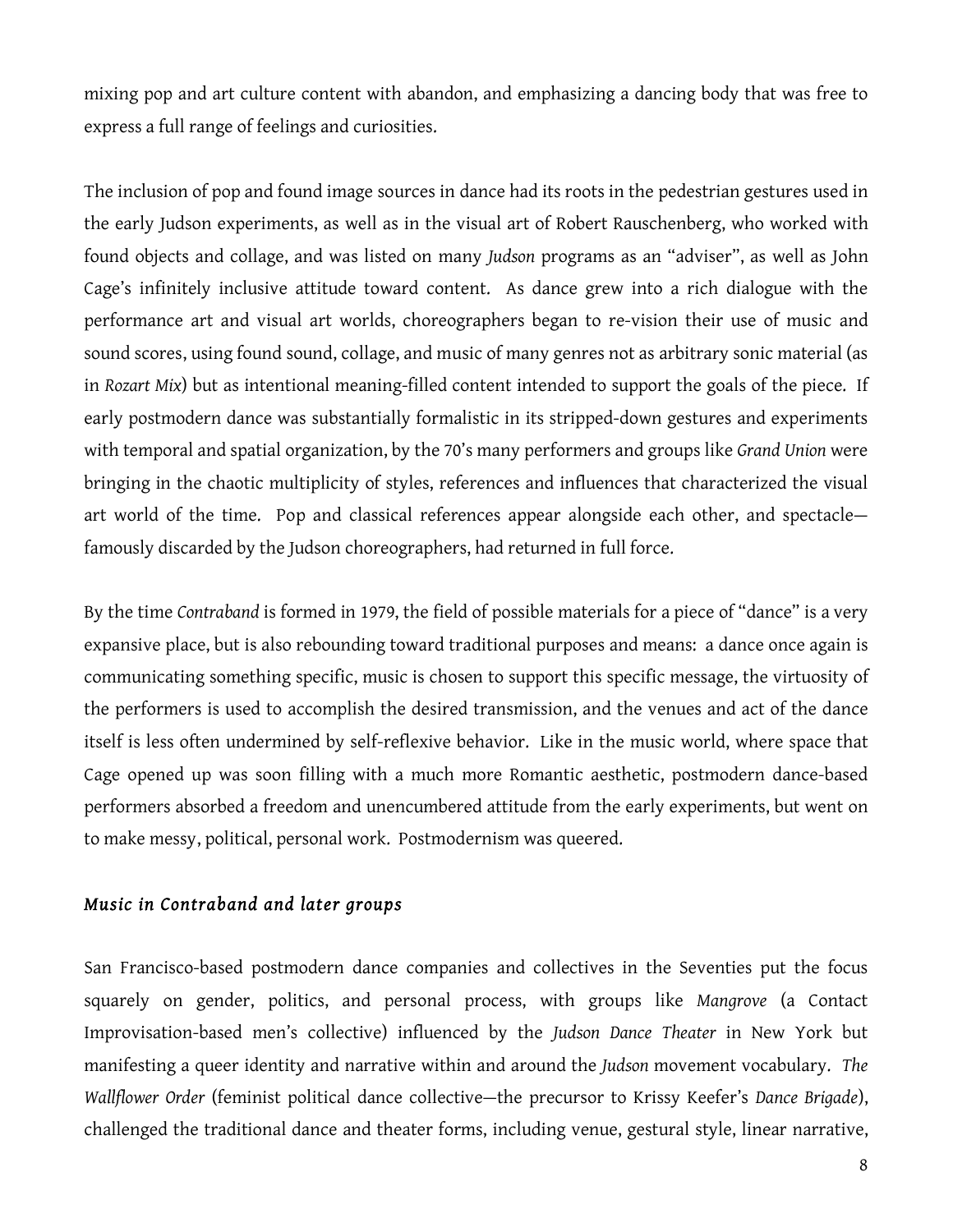mixing pop and art culture content with abandon, and emphasizing a dancing body that was free to express a full range of feelings and curiosities.

The inclusion of pop and found image sources in dance had its roots in the pedestrian gestures used in the early Judson experiments, as well as in the visual art of Robert Rauschenberg, who worked with found objects and collage, and was listed on many *Judson* programs as an "adviser", as well as John Cage's infinitely inclusive attitude toward content. As dance grew into a rich dialogue with the performance art and visual art worlds, choreographers began to re-vision their use of music and sound scores, using found sound, collage, and music of many genres not as arbitrary sonic material (as in *Rozart Mix*) but as intentional meaning-filled content intended to support the goals of the piece. If early postmodern dance was substantially formalistic in its stripped-down gestures and experiments with temporal and spatial organization, by the 70's many performers and groups like *Grand Union* were bringing in the chaotic multiplicity of styles, references and influences that characterized the visual art world of the time. Pop and classical references appear alongside each other, and spectacle—famously discarded by the Judson choreographers, had returned in full force.

By the time *Contraband* is formed in 1979, the field of possible materials for a piece of "dance" is a very expansive place, but is also rebounding toward traditional purposes and means: a dance once again is communicating something specific, music is chosen to support this specific message, the virtuosity of the performers is used to accomplish the desired transmission, and the venues and act of the dance itself is less often undermined by self-reflexive behavior. Like in the music world, where space that Cage opened up was soon filling with a much more Romantic aesthetic, postmodern dance-based performers absorbed a freedom and unencumbered attitude from the early experiments, but went on to make messy, political, personal work. Postmodernism was queered.

### *Music in Contraband and later groups*

San Francisco-based postmodern dance companies and collectives in the Seventies put the focus squarely on gender, politics, and personal process, with groups like *Mangrove* (a Contact Improvisation-based men's collective) influenced by the *Judson Dance Theater* in New York but manifesting a queer identity and narrative within and around the *Judson* movement vocabulary. *The Wallflower Order* (feminist political dance collective—the precursor to Krissy Keefer's *Dance Brigade*), challenged the traditional dance and theater forms, including venue, gestural style, linear narrative,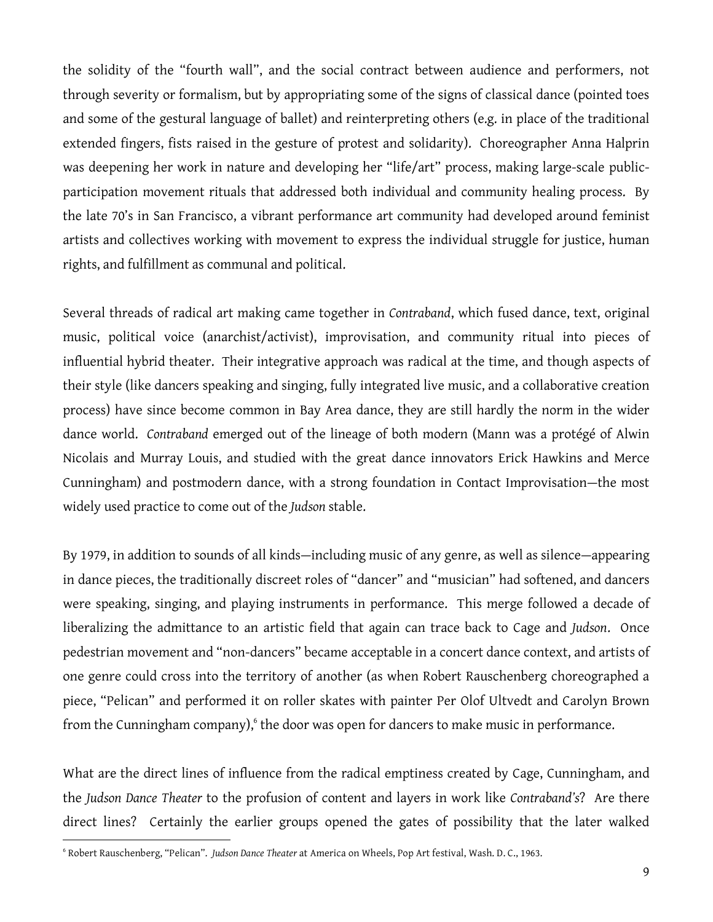the solidity of the "fourth wall", and the social contract between audience and performers, not through severity or formalism, but by appropriating some of the signs of classical dance (pointed toes and some of the gestural language of ballet) and reinterpreting others (e.g. in place of the traditional extended fingers, fists raised in the gesture of protest and solidarity). Choreographer Anna Halprin was deepening her work in nature and developing her "life/art" process, making large-scale public-participation movement rituals that addressed both individual and community healing process. By the late 70's in San Francisco, a vibrant performance art community had developed around feminist artists and collectives working with movement to express the individual struggle for justice, human rights, and fulfillment as communal and political.

Several threads of radical art making came together in *Contraband*, which fused dance, text, original music, political voice (anarchist/activist), improvisation, and community ritual into pieces of influential hybrid theater. Their integrative approach was radical at the time, and though aspects of their style (like dancers speaking and singing, fully integrated live music, and a collaborative creation process) have since become common in Bay Area dance, they are still hardly the norm in the wider dance world. *Contraband* emerged out of the lineage of both modern (Mann was a protégé of Alwin Nicolais and Murray Louis, and studied with the great dance innovators Erick Hawkins and Merce Cunningham) and postmodern dance, with a strong foundation in Contact Improvisation—the most widely used practice to come out of the *Judson* stable.

By 1979, in addition to sounds of all kinds—including music of any genre, as well as silence—appearing in dance pieces, the traditionally discreet roles of "dancer" and "musician" had softened, and dancers were speaking, singing, and playing instruments in performance. This merge followed a decade of liberalizing the admittance to an artistic field that again can trace back to Cage and *Judson*. Once pedestrian movement and "non-dancers" became acceptable in a concert dance context, and artists of one genre could cross into the territory of another (as when Robert Rauschenberg choreographed a piece, "Pelican" and performed it on roller skates with painter Per Olof Ultvedt and Carolyn Brown from the Cunningham company),[6] the door was open for dancers to make music in performance.

What are the direct lines of influence from the radical emptiness created by Cage, Cunningham, and the *Judson Dance Theater* to the profusion of content and layers in work like *Contraband's*? Are there direct lines? Certainly the earlier groups opened the gates of possibility that the later walked

[6] Robert Rauschenberg, "Pelican". *Judson Dance Theater* at America on Wheels, Pop Art festival, Wash. D. C., 1963.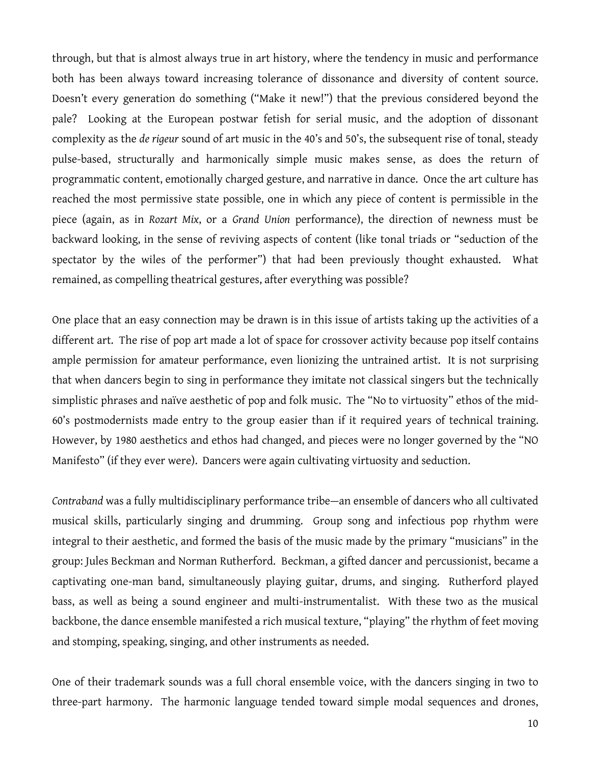through, but that is almost always true in art history, where the tendency in music and performance both has been always toward increasing tolerance of dissonance and diversity of content source. Doesn't every generation do something ("Make it new!") that the previous considered beyond the pale? Looking at the European postwar fetish for serial music, and the adoption of dissonant complexity as the *de rigeur* sound of art music in the 40's and 50's, the subsequent rise of tonal, steady pulse-based, structurally and harmonically simple music makes sense, as does the return of programmatic content, emotionally charged gesture, and narrative in dance. Once the art culture has reached the most permissive state possible, one in which any piece of content is permissible in the piece (again, as in *Rozart Mix*, or a *Grand Union* performance), the direction of newness must be backward looking, in the sense of reviving aspects of content (like tonal triads or "seduction of the spectator by the wiles of the performer") that had been previously thought exhausted. What remained, as compelling theatrical gestures, after everything was possible?

One place that an easy connection may be drawn is in this issue of artists taking up the activities of a different art. The rise of pop art made a lot of space for crossover activity because pop itself contains ample permission for amateur performance, even lionizing the untrained artist. It is not surprising that when dancers begin to sing in performance they imitate not classical singers but the technically simplistic phrases and naïve aesthetic of pop and folk music. The "No to virtuosity" ethos of the mid-60's postmodernists made entry to the group easier than if it required years of technical training. However, by 1980 aesthetics and ethos had changed, and pieces were no longer governed by the "NO Manifesto" (if they ever were). Dancers were again cultivating virtuosity and seduction.

*Contraband* was a fully multidisciplinary performance tribe—an ensemble of dancers who all cultivated musical skills, particularly singing and drumming. Group song and infectious pop rhythm were integral to their aesthetic, and formed the basis of the music made by the primary "musicians" in the group: Jules Beckman and Norman Rutherford. Beckman, a gifted dancer and percussionist, became a captivating one-man band, simultaneously playing guitar, drums, and singing. Rutherford played bass, as well as being a sound engineer and multi-instrumentalist. With these two as the musical backbone, the dance ensemble manifested a rich musical texture, "playing" the rhythm of feet moving and stomping, speaking, singing, and other instruments as needed.

One of their trademark sounds was a full choral ensemble voice, with the dancers singing in two to three-part harmony. The harmonic language tended toward simple modal sequences and drones,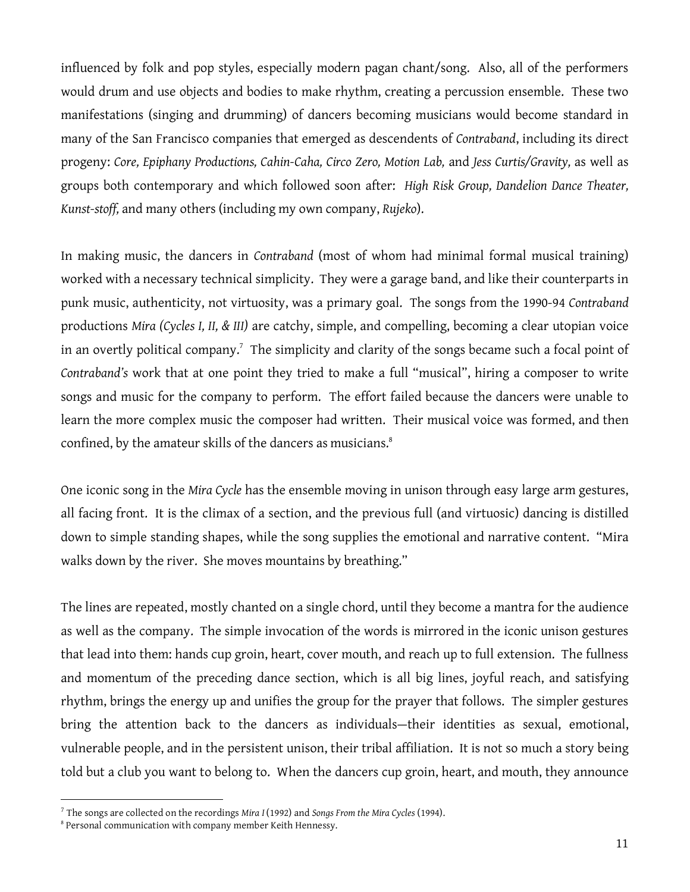influenced by folk and pop styles, especially modern pagan chant/song. Also, all of the performers would drum and use objects and bodies to make rhythm, creating a percussion ensemble. These two manifestations (singing and drumming) of dancers becoming musicians would become standard in many of the San Francisco companies that emerged as descendents of *Contraband*, including its direct progeny: *Core, Epiphany Productions, Cahin-Caha, Circo Zero, Motion Lab,* and *Jess Curtis/Gravity,* as well as groups both contemporary and which followed soon after: *High Risk Group, Dandelion Dance Theater, Kunst-stoff,* and many others (including my own company, *Rujeko*).

In making music, the dancers in *Contraband* (most of whom had minimal formal musical training) worked with a necessary technical simplicity. They were a garage band, and like their counterparts in punk music, authenticity, not virtuosity, was a primary goal. The songs from the 1990-94 *Contraband* productions *Mira (Cycles I, II, & III)* are catchy, simple, and compelling, becoming a clear utopian voice in an overtly political company.[7] The simplicity and clarity of the songs became such a focal point of *Contraband's* work that at one point they tried to make a full "musical", hiring a composer to write songs and music for the company to perform. The effort failed because the dancers were unable to learn the more complex music the composer had written. Their musical voice was formed, and then confined, by the amateur skills of the dancers as musicians.[8]

One iconic song in the *Mira Cycle* has the ensemble moving in unison through easy large arm gestures, all facing front. It is the climax of a section, and the previous full (and virtuosic) dancing is distilled down to simple standing shapes, while the song supplies the emotional and narrative content. "Mira walks down by the river. She moves mountains by breathing."

The lines are repeated, mostly chanted on a single chord, until they become a mantra for the audience as well as the company. The simple invocation of the words is mirrored in the iconic unison gestures that lead into them: hands cup groin, heart, cover mouth, and reach up to full extension. The fullness and momentum of the preceding dance section, which is all big lines, joyful reach, and satisfying rhythm, brings the energy up and unifies the group for the prayer that follows. The simpler gestures bring the attention back to the dancers as individuals—their identities as sexual, emotional, vulnerable people, and in the persistent unison, their tribal affiliation. It is not so much a story being told but a club you want to belong to. When the dancers cup groin, heart, and mouth, they announce

---

[7] The songs are collected on the recordings *Mira I* (1992) and *Songs From the Mira Cycles* (1994).

[8] Personal communication with company member Keith Hennessy.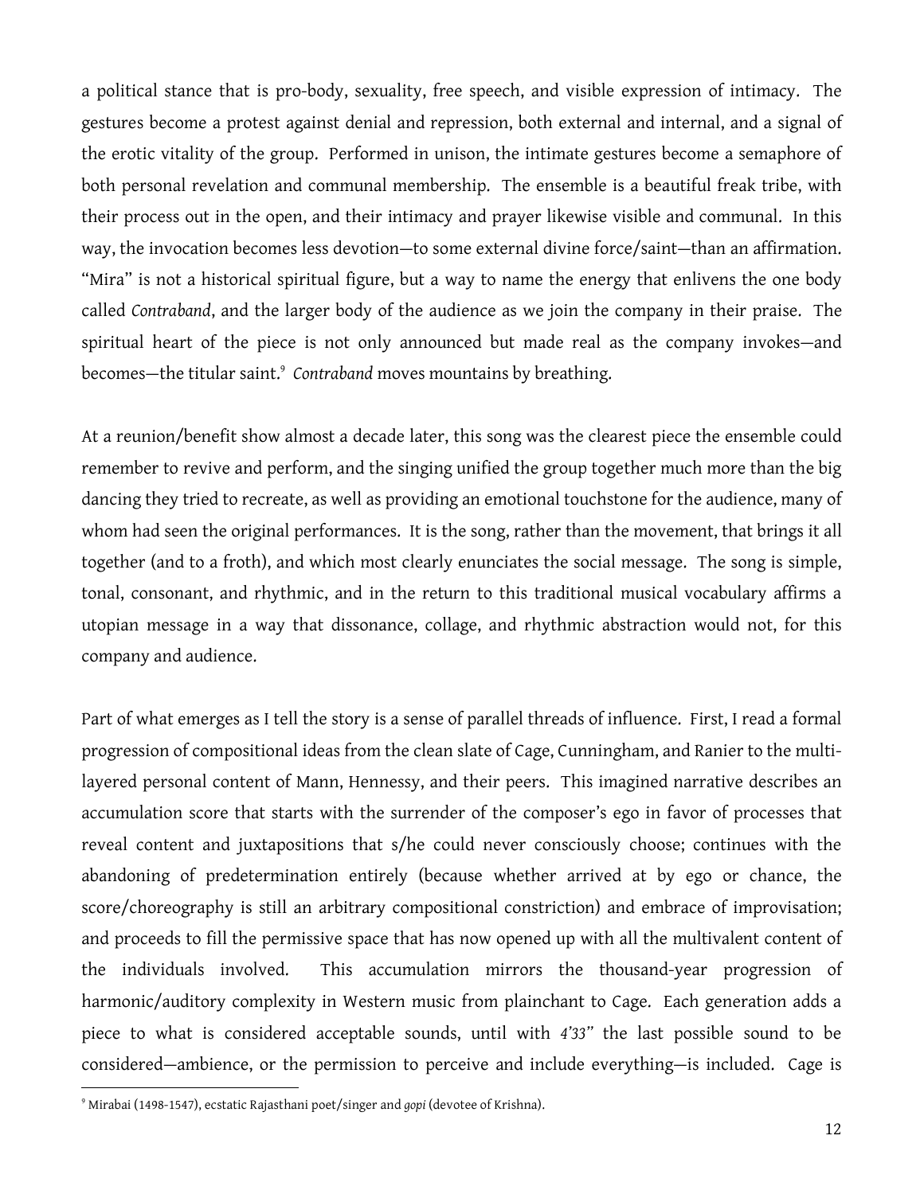a political stance that is pro-body, sexuality, free speech, and visible expression of intimacy. The gestures become a protest against denial and repression, both external and internal, and a signal of the erotic vitality of the group. Performed in unison, the intimate gestures become a semaphore of both personal revelation and communal membership. The ensemble is a beautiful freak tribe, with their process out in the open, and their intimacy and prayer likewise visible and communal. In this way, the invocation becomes less devotion—to some external divine force/saint—than an affirmation. "Mira" is not a historical spiritual figure, but a way to name the energy that enlivens the one body called *Contraband*, and the larger body of the audience as we join the company in their praise. The spiritual heart of the piece is not only announced but made real as the company invokes—and becomes—the titular saint.[9] *Contraband* moves mountains by breathing.

At a reunion/benefit show almost a decade later, this song was the clearest piece the ensemble could remember to revive and perform, and the singing unified the group together much more than the big dancing they tried to recreate, as well as providing an emotional touchstone for the audience, many of whom had seen the original performances. It is the song, rather than the movement, that brings it all together (and to a froth), and which most clearly enunciates the social message. The song is simple, tonal, consonant, and rhythmic, and in the return to this traditional musical vocabulary affirms a utopian message in a way that dissonance, collage, and rhythmic abstraction would not, for this company and audience.

Part of what emerges as I tell the story is a sense of parallel threads of influence. First, I read a formal progression of compositional ideas from the clean slate of Cage, Cunningham, and Ranier to the multi-layered personal content of Mann, Hennessy, and their peers. This imagined narrative describes an accumulation score that starts with the surrender of the composer's ego in favor of processes that reveal content and juxtapositions that s/he could never consciously choose; continues with the abandoning of predetermination entirely (because whether arrived at by ego or chance, the score/choreography is still an arbitrary compositional constriction) and embrace of improvisation; and proceeds to fill the permissive space that has now opened up with all the multivalent content of the individuals involved. This accumulation mirrors the thousand-year progression of harmonic/auditory complexity in Western music from plainchant to Cage. Each generation adds a piece to what is considered acceptable sounds, until with *4'33"* the last possible sound to be considered—ambience, or the permission to perceive and include everything—is included. Cage is

[9] Mirabai (1498-1547), ecstatic Rajasthani poet/singer and *gopi* (devotee of Krishna).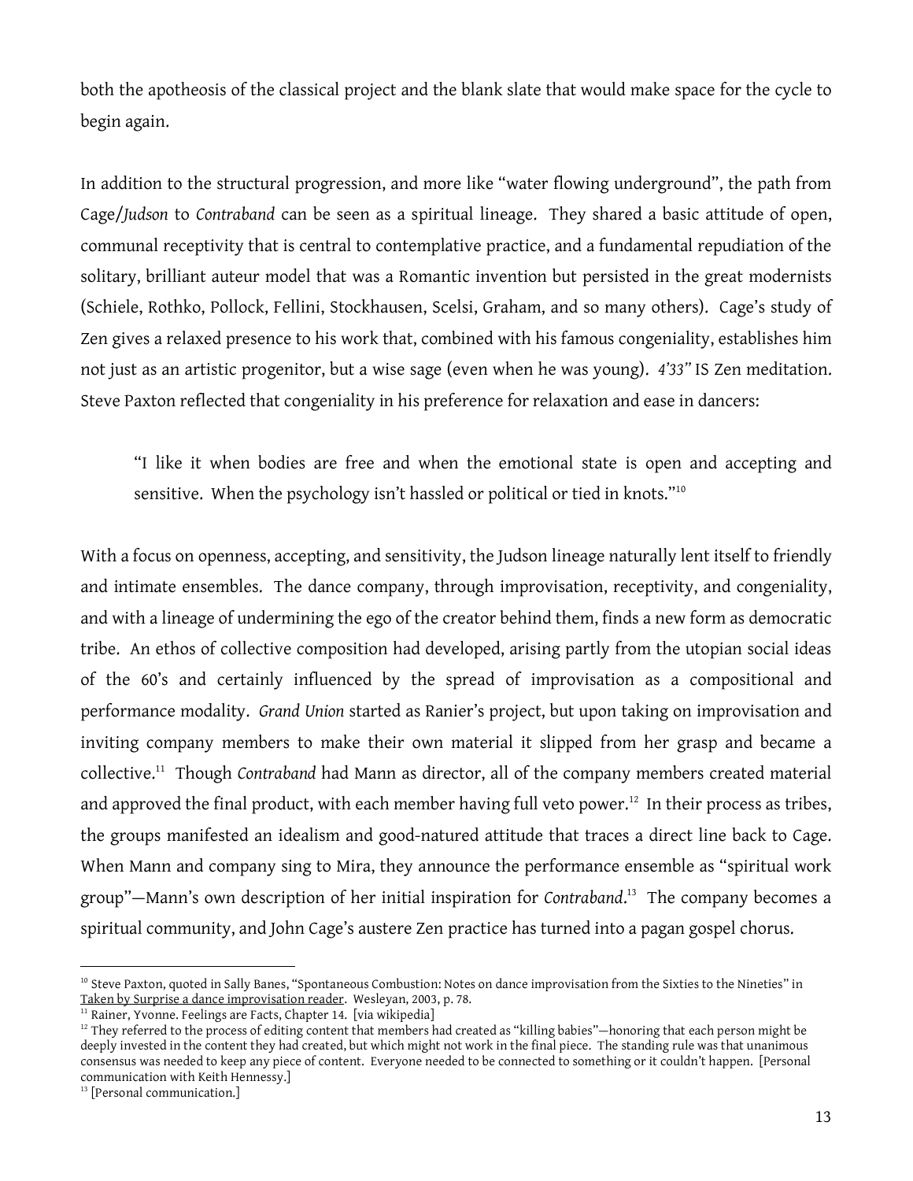both the apotheosis of the classical project and the blank slate that would make space for the cycle to begin again.

In addition to the structural progression, and more like "water flowing underground", the path from Cage/*Judson* to *Contraband* can be seen as a spiritual lineage. They shared a basic attitude of open, communal receptivity that is central to contemplative practice, and a fundamental repudiation of the solitary, brilliant auteur model that was a Romantic invention but persisted in the great modernists (Schiele, Rothko, Pollock, Fellini, Stockhausen, Scelsi, Graham, and so many others). Cage's study of Zen gives a relaxed presence to his work that, combined with his famous congeniality, establishes him not just as an artistic progenitor, but a wise sage (even when he was young). *4'33"* IS Zen meditation. Steve Paxton reflected that congeniality in his preference for relaxation and ease in dancers:

> "I like it when bodies are free and when the emotional state is open and accepting and sensitive. When the psychology isn't hassled or political or tied in knots."[10]

With a focus on openness, accepting, and sensitivity, the Judson lineage naturally lent itself to friendly and intimate ensembles. The dance company, through improvisation, receptivity, and congeniality, and with a lineage of undermining the ego of the creator behind them, finds a new form as democratic tribe. An ethos of collective composition had developed, arising partly from the utopian social ideas of the 60's and certainly influenced by the spread of improvisation as a compositional and performance modality. *Grand Union* started as Ranier's project, but upon taking on improvisation and inviting company members to make their own material it slipped from her grasp and became a collective.[11] Though *Contraband* had Mann as director, all of the company members created material and approved the final product, with each member having full veto power.[12] In their process as tribes, the groups manifested an idealism and good-natured attitude that traces a direct line back to Cage. When Mann and company sing to Mira, they announce the performance ensemble as "spiritual work group"—Mann's own description of her initial inspiration for *Contraband*.[13] The company becomes a spiritual community, and John Cage's austere Zen practice has turned into a pagan gospel chorus.

---

[10] Steve Paxton, quoted in Sally Banes, "Spontaneous Combustion: Notes on dance improvisation from the Sixties to the Nineties" in Taken by Surprise a dance improvisation reader. Wesleyan, 2003, p. 78.

[11] Rainer, Yvonne. Feelings are Facts, Chapter 14. [via wikipedia]

[12] They referred to the process of editing content that members had created as "killing babies"—honoring that each person might be deeply invested in the content they had created, but which might not work in the final piece. The standing rule was that unanimous consensus was needed to keep any piece of content. Everyone needed to be connected to something or it couldn't happen. [Personal communication with Keith Hennessy.]

[13] [Personal communication.]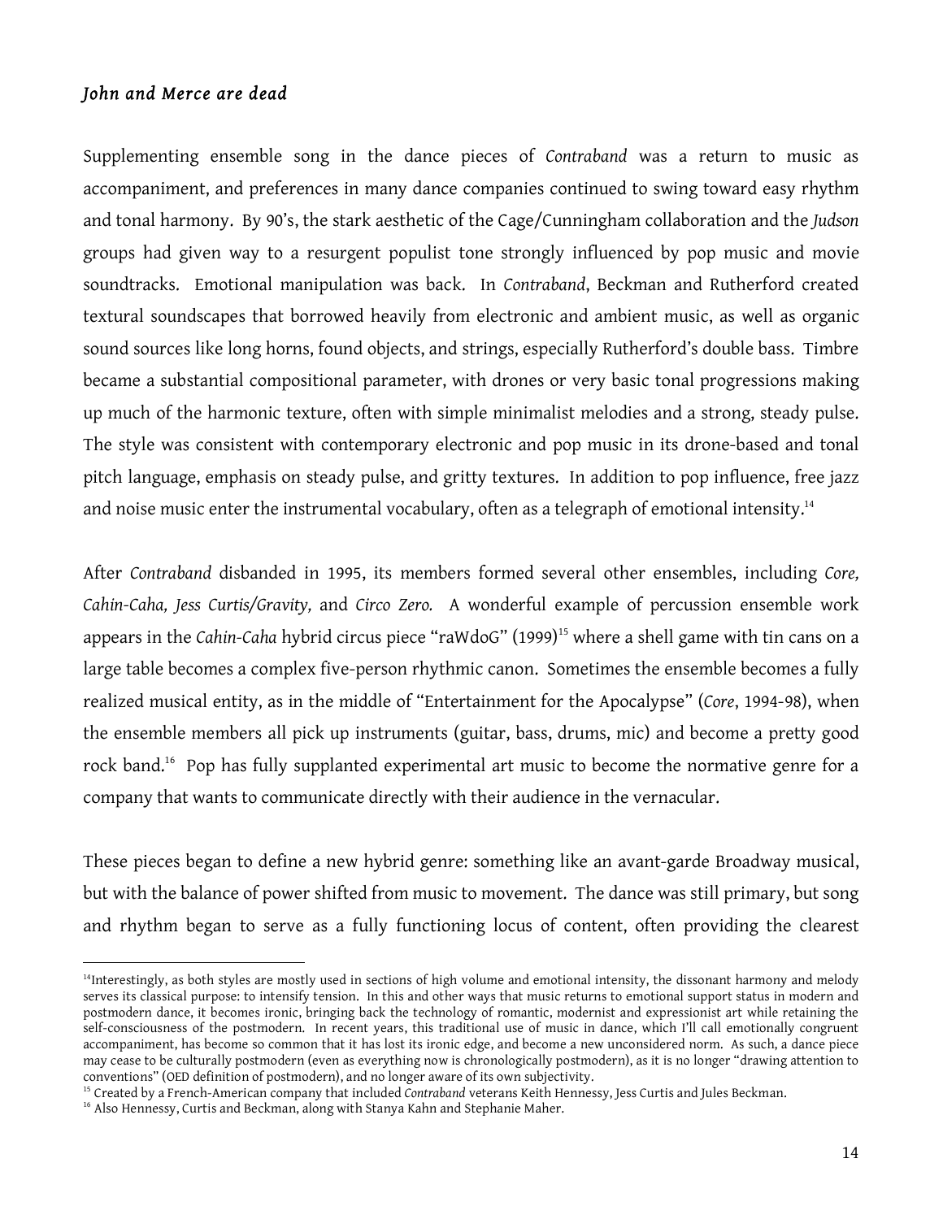### *John and Merce are dead*

Supplementing ensemble song in the dance pieces of *Contraband* was a return to music as accompaniment, and preferences in many dance companies continued to swing toward easy rhythm and tonal harmony. By 90's, the stark aesthetic of the Cage/Cunningham collaboration and the *Judson* groups had given way to a resurgent populist tone strongly influenced by pop music and movie soundtracks. Emotional manipulation was back. In *Contraband*, Beckman and Rutherford created textural soundscapes that borrowed heavily from electronic and ambient music, as well as organic sound sources like long horns, found objects, and strings, especially Rutherford's double bass. Timbre became a substantial compositional parameter, with drones or very basic tonal progressions making up much of the harmonic texture, often with simple minimalist melodies and a strong, steady pulse. The style was consistent with contemporary electronic and pop music in its drone-based and tonal pitch language, emphasis on steady pulse, and gritty textures. In addition to pop influence, free jazz and noise music enter the instrumental vocabulary, often as a telegraph of emotional intensity.[14]

After *Contraband* disbanded in 1995, its members formed several other ensembles, including *Core, Cahin-Caha, Jess Curtis/Gravity,* and *Circo Zero.* A wonderful example of percussion ensemble work appears in the *Cahin-Caha* hybrid circus piece "raWdoG" (1999)[15] where a shell game with tin cans on a large table becomes a complex five-person rhythmic canon. Sometimes the ensemble becomes a fully realized musical entity, as in the middle of "Entertainment for the Apocalypse" (*Core*, 1994-98), when the ensemble members all pick up instruments (guitar, bass, drums, mic) and become a pretty good rock band.[16] Pop has fully supplanted experimental art music to become the normative genre for a company that wants to communicate directly with their audience in the vernacular.

These pieces began to define a new hybrid genre: something like an avant-garde Broadway musical, but with the balance of power shifted from music to movement. The dance was still primary, but song and rhythm began to serve as a fully functioning locus of content, often providing the clearest

---

[14]Interestingly, as both styles are mostly used in sections of high volume and emotional intensity, the dissonant harmony and melody serves its classical purpose: to intensify tension. In this and other ways that music returns to emotional support status in modern and postmodern dance, it becomes ironic, bringing back the technology of romantic, modernist and expressionist art while retaining the self-consciousness of the postmodern. In recent years, this traditional use of music in dance, which I'll call emotionally congruent accompaniment, has become so common that it has lost its ironic edge, and become a new unconsidered norm. As such, a dance piece may cease to be culturally postmodern (even as everything now is chronologically postmodern), as it is no longer "drawing attention to conventions" (OED definition of postmodern), and no longer aware of its own subjectivity.

[15] Created by a French-American company that included *Contraband* veterans Keith Hennessy, Jess Curtis and Jules Beckman.

[16] Also Hennessy, Curtis and Beckman, along with Stanya Kahn and Stephanie Maher.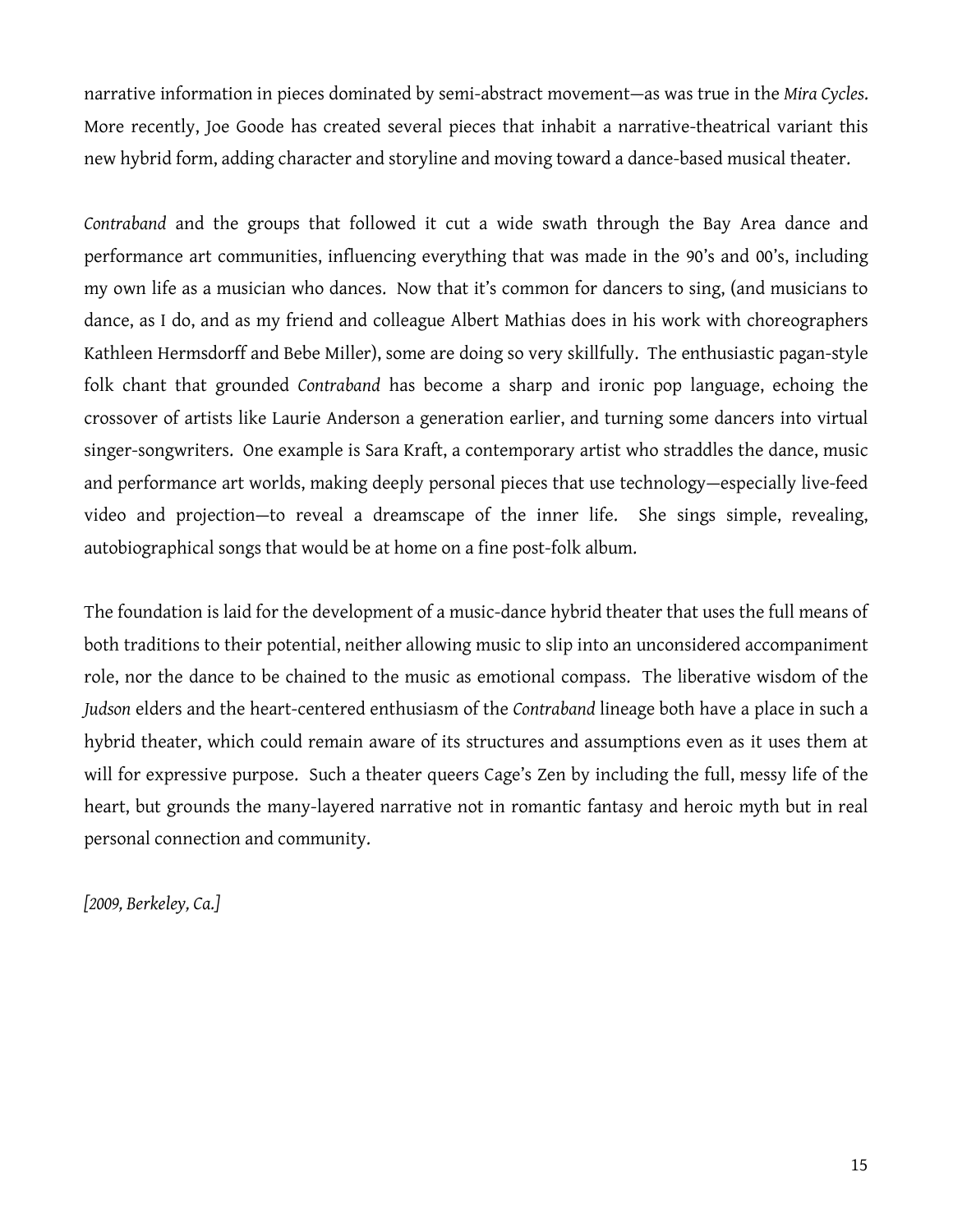narrative information in pieces dominated by semi-abstract movement—as was true in the *Mira Cycles*. More recently, Joe Goode has created several pieces that inhabit a narrative-theatrical variant this new hybrid form, adding character and storyline and moving toward a dance-based musical theater.

*Contraband* and the groups that followed it cut a wide swath through the Bay Area dance and performance art communities, influencing everything that was made in the 90's and 00's, including my own life as a musician who dances. Now that it's common for dancers to sing, (and musicians to dance, as I do, and as my friend and colleague Albert Mathias does in his work with choreographers Kathleen Hermsdorff and Bebe Miller), some are doing so very skillfully. The enthusiastic pagan-style folk chant that grounded *Contraband* has become a sharp and ironic pop language, echoing the crossover of artists like Laurie Anderson a generation earlier, and turning some dancers into virtual singer-songwriters. One example is Sara Kraft, a contemporary artist who straddles the dance, music and performance art worlds, making deeply personal pieces that use technology—especially live-feed video and projection—to reveal a dreamscape of the inner life. She sings simple, revealing, autobiographical songs that would be at home on a fine post-folk album.

The foundation is laid for the development of a music-dance hybrid theater that uses the full means of both traditions to their potential, neither allowing music to slip into an unconsidered accompaniment role, nor the dance to be chained to the music as emotional compass. The liberative wisdom of the *Judson* elders and the heart-centered enthusiasm of the *Contraband* lineage both have a place in such a hybrid theater, which could remain aware of its structures and assumptions even as it uses them at will for expressive purpose. Such a theater queers Cage's Zen by including the full, messy life of the heart, but grounds the many-layered narrative not in romantic fantasy and heroic myth but in real personal connection and community.

*[2009, Berkeley, Ca.]*